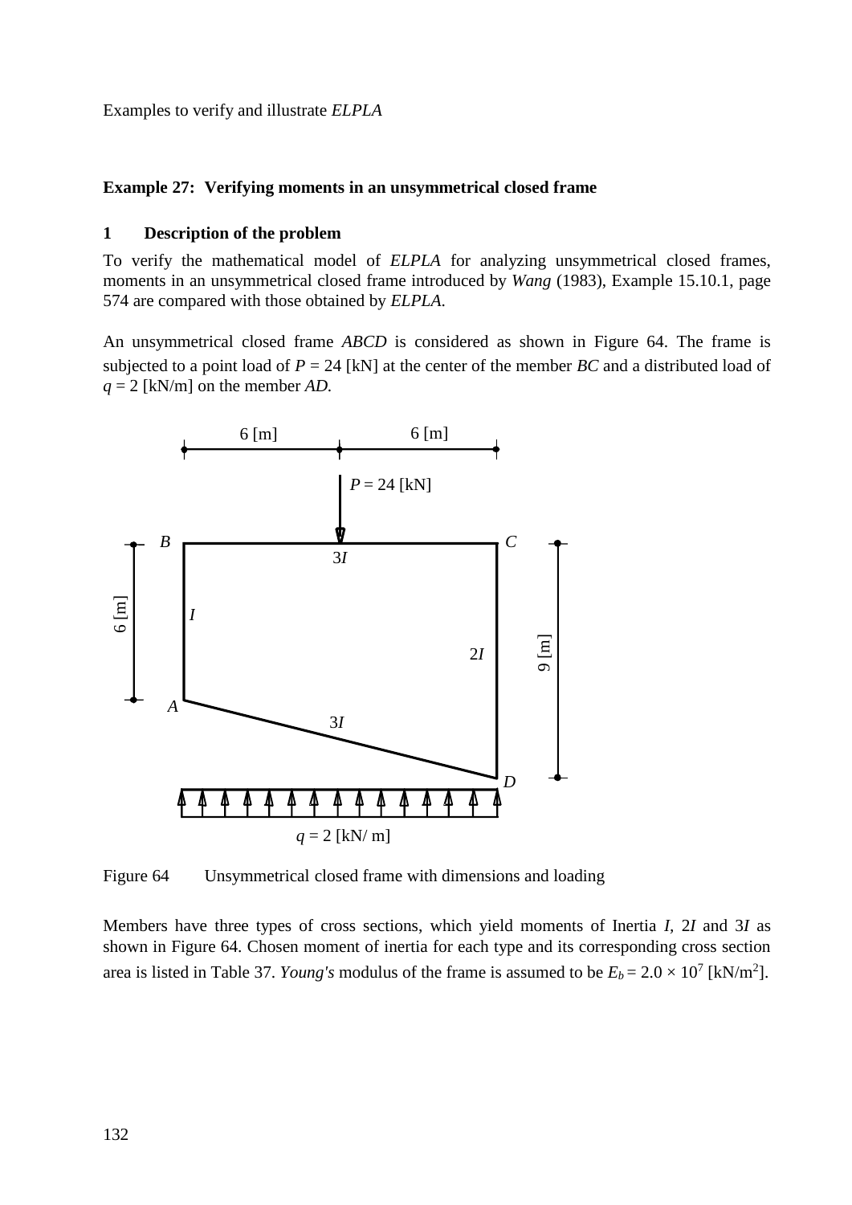## Example 27: Verifying moments in an unsymmetrical closed frame

### 1 Description of the problem

To verify the mathematical model of *ELPLA* for analyzing unsymmetrical closed frames, moments in an unsymmetrical closed frame introduced by *Wang* (1983), Example 15.10.1, page 574 are compared with those obtained by *ELPLA*.

An unsymmetrical closed frame *ABCD* is considered as shown in Figure 64. The frame is subjected to a point load of $P$ = 24 [kN] at the center of the member *BC* and a distributed load of $q$ = 2 [kN/m] on the member *AD*.

Figure 64 Unsymmetrical closed frame with dimensions and loading

Members have three types of cross sections, which yield moments of Inertia $I$, $2I$ and $3I$ as shown in Figure 64. Chosen moment of inertia for each type and its corresponding cross section area is listed in Table 37. *Young's* modulus of the frame is assumed to be $E_b = 2.0 \times 10^7$ [kN/m$^2$].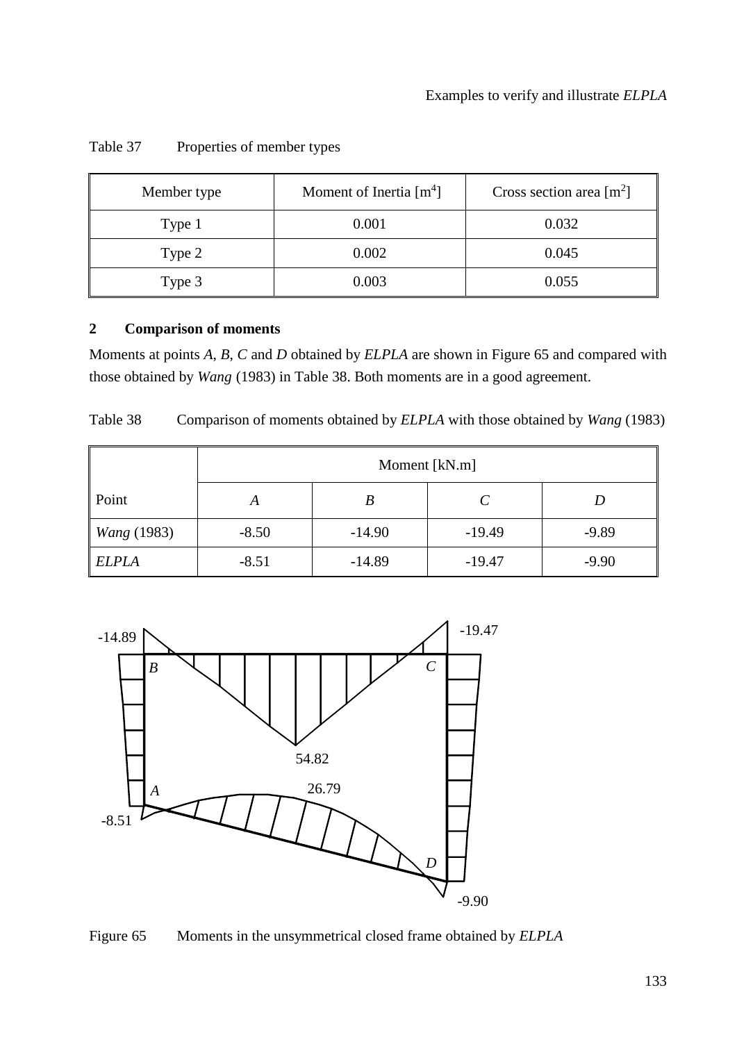Table 37 Properties of member types

| Member type | Moment of Inertia [m$^4$] | Cross section area [m$^2$] |
|---|---|---|
| Type 1 | 0.001 | 0.032 |
| Type 2 | 0.002 | 0.045 |
| Type 3 | 0.003 | 0.055 |

## 2 Comparison of moments

Moments at points *A*, *B*, *C* and *D* obtained by *ELPLA* are shown in Figure 65 and compared with those obtained by *Wang* (1983) in Table 38. Both moments are in a good agreement.

Table 38 Comparison of moments obtained by *ELPLA* with those obtained by *Wang* (1983)

| | Moment [kN.m] | | | |
|---|---|---|---|---|
| Point | *A* | *B* | *C* | *D* |
| *Wang* (1983) | -8.50 | -14.90 | -19.49 | -9.89 |
| *ELPLA* | -8.51 | -14.89 | -19.47 | -9.90 |

-14.89

-19.47

*B*

*C*

54.82

26.79

*A*

-8.51

*D*

-9.90

Figure 65 Moments in the unsymmetrical closed frame obtained by *ELPLA*